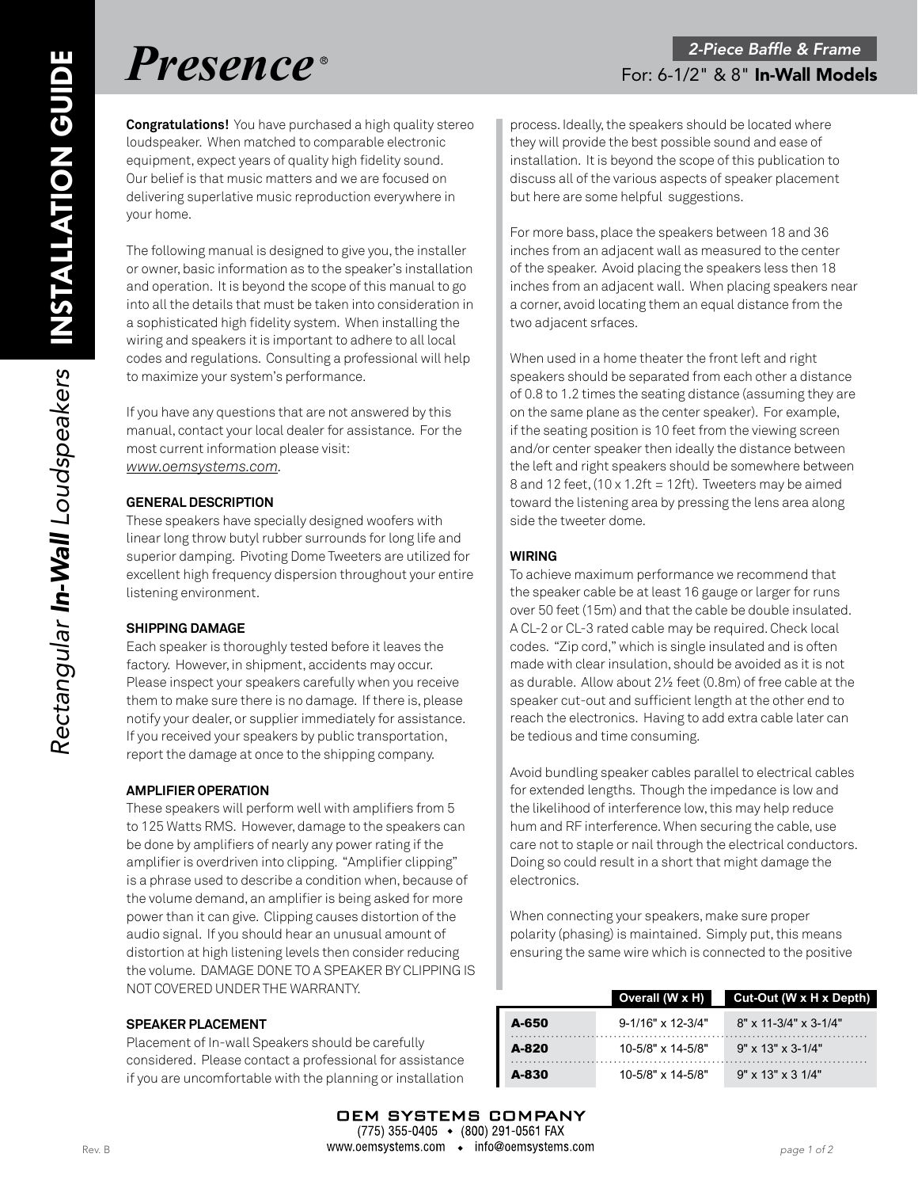# Presence®

**2-Piece Baffle & Frame**

For: 6-1/2" & 8" **In-Wall Models**

## INSTALLATION GUIDE

*Rectangular* ***In-Wall*** *Loudspeakers*

**Congratulations!** You have purchased a high quality stereo loudspeaker. When matched to comparable electronic equipment, expect years of quality high fidelity sound. Our belief is that music matters and we are focused on delivering superlative music reproduction everywhere in your home.

The following manual is designed to give you, the installer or owner, basic information as to the speaker's installation and operation. It is beyond the scope of this manual to go into all the details that must be taken into consideration in a sophisticated high fidelity system. When installing the wiring and speakers it is important to adhere to all local codes and regulations. Consulting a professional will help to maximize your system's performance.

If you have any questions that are not answered by this manual, contact your local dealer for assistance. For the most current information please visit: *www.oemsystems.com*.

### GENERAL DESCRIPTION

These speakers have specially designed woofers with linear long throw butyl rubber surrounds for long life and superior damping. Pivoting Dome Tweeters are utilized for excellent high frequency dispersion throughout your entire listening environment.

### SHIPPING DAMAGE

Each speaker is thoroughly tested before it leaves the factory. However, in shipment, accidents may occur. Please inspect your speakers carefully when you receive them to make sure there is no damage. If there is, please notify your dealer, or supplier immediately for assistance. If you received your speakers by public transportation, report the damage at once to the shipping company.

### AMPLIFIER OPERATION

These speakers will perform well with amplifiers from 5 to 125 Watts RMS. However, damage to the speakers can be done by amplifiers of nearly any power rating if the amplifier is overdriven into clipping. "Amplifier clipping" is a phrase used to describe a condition when, because of the volume demand, an amplifier is being asked for more power than it can give. Clipping causes distortion of the audio signal. If you should hear an unusual amount of distortion at high listening levels then consider reducing the volume. DAMAGE DONE TO A SPEAKER BY CLIPPING IS NOT COVERED UNDER THE WARRANTY.

### SPEAKER PLACEMENT

Placement of In-wall Speakers should be carefully considered. Please contact a professional for assistance if you are uncomfortable with the planning or installation process. Ideally, the speakers should be located where they will provide the best possible sound and ease of installation. It is beyond the scope of this publication to discuss all of the various aspects of speaker placement but here are some helpful suggestions.

For more bass, place the speakers between 18 and 36 inches from an adjacent wall as measured to the center of the speaker. Avoid placing the speakers less then 18 inches from an adjacent wall. When placing speakers near a corner, avoid locating them an equal distance from the two adjacent srfaces.

When used in a home theater the front left and right speakers should be separated from each other a distance of 0.8 to 1.2 times the seating distance (assuming they are on the same plane as the center speaker). For example, if the seating position is 10 feet from the viewing screen and/or center speaker then ideally the distance between the left and right speakers should be somewhere between 8 and 12 feet, (10 x 1.2ft = 12ft). Tweeters may be aimed toward the listening area by pressing the lens area along side the tweeter dome.

### WIRING

To achieve maximum performance we recommend that the speaker cable be at least 16 gauge or larger for runs over 50 feet (15m) and that the cable be double insulated. A CL-2 or CL-3 rated cable may be required. Check local codes. "Zip cord," which is single insulated and is often made with clear insulation, should be avoided as it is not as durable. Allow about 2½ feet (0.8m) of free cable at the speaker cut-out and sufficient length at the other end to reach the electronics. Having to add extra cable later can be tedious and time consuming.

Avoid bundling speaker cables parallel to electrical cables for extended lengths. Though the impedance is low and the likelihood of interference low, this may help reduce hum and RF interference. When securing the cable, use care not to staple or nail through the electrical conductors. Doing so could result in a short that might damage the electronics.

When connecting your speakers, make sure proper polarity (phasing) is maintained. Simply put, this means ensuring the same wire which is connected to the positive

| | Overall (W x H) | Cut-Out (W x H x Depth) |
|---|---|---|
| **A-650** | 9-1/16" x 12-3/4" | 8" x 11-3/4" x 3-1/4" |
| **A-820** | 10-5/8" x 14-5/8" | 9" x 13" x 3-1/4" |
| **A-830** | 10-5/8" x 14-5/8" | 9" x 13" x 3 1/4" |

OEM SYSTEMS COMPANY
(775) 355-0405 • (800) 291-0561 FAX
www.oemsystems.com • info@oemsystems.com

Rev. B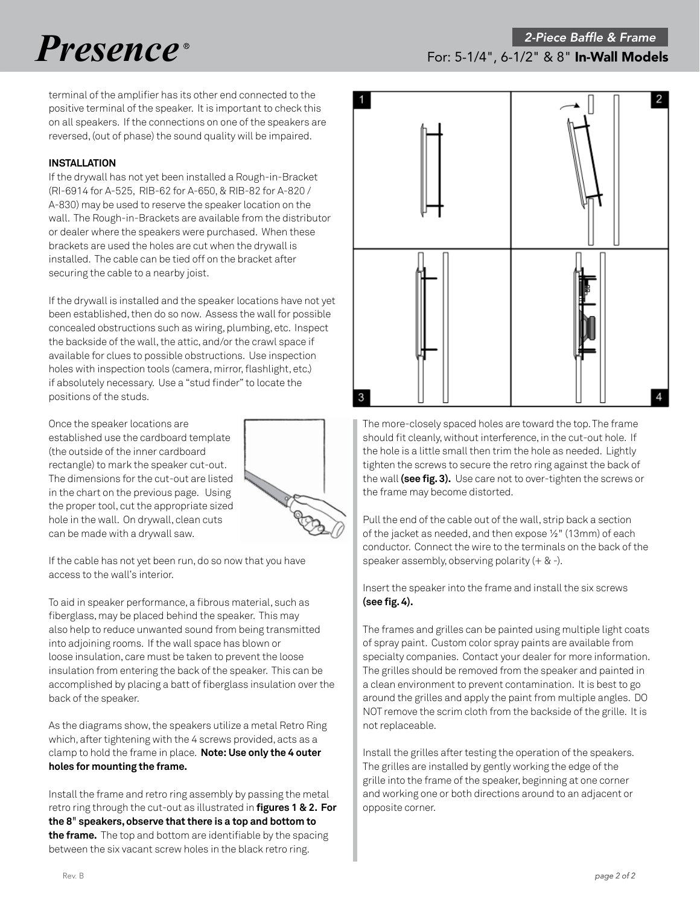terminal of the amplifier has its other end connected to the positive terminal of the speaker. It is important to check this on all speakers. If the connections on one of the speakers are reversed, (out of phase) the sound quality will be impaired.

**INSTALLATION**

If the drywall has not yet been installed a Rough-in-Bracket (RI-6914 for A-525, RIB-62 for A-650, & RIB-82 for A-820 / A-830) may be used to reserve the speaker location on the wall. The Rough-in-Brackets are available from the distributor or dealer where the speakers were purchased. When these brackets are used the holes are cut when the drywall is installed. The cable can be tied off on the bracket after securing the cable to a nearby joist.

If the drywall is installed and the speaker locations have not yet been established, then do so now. Assess the wall for possible concealed obstructions such as wiring, plumbing, etc. Inspect the backside of the wall, the attic, and/or the crawl space if available for clues to possible obstructions. Use inspection holes with inspection tools (camera, mirror, flashlight, etc.) if absolutely necessary. Use a "stud finder" to locate the positions of the studs.

Once the speaker locations are established use the cardboard template (the outside of the inner cardboard rectangle) to mark the speaker cut-out. The dimensions for the cut-out are listed in the chart on the previous page. Using the proper tool, cut the appropriate sized hole in the wall. On drywall, clean cuts can be made with a drywall saw.

If the cable has not yet been run, do so now that you have access to the wall's interior.

To aid in speaker performance, a fibrous material, such as fiberglass, may be placed behind the speaker. This may also help to reduce unwanted sound from being transmitted into adjoining rooms. If the wall space has blown or loose insulation, care must be taken to prevent the loose insulation from entering the back of the speaker. This can be accomplished by placing a batt of fiberglass insulation over the back of the speaker.

As the diagrams show, the speakers utilize a metal Retro Ring which, after tightening with the 4 screws provided, acts as a clamp to hold the frame in place. **Note: Use only the 4 outer holes for mounting the frame.**

Install the frame and retro ring assembly by passing the metal retro ring through the cut-out as illustrated in **figures 1 & 2. For the 8" speakers, observe that there is a top and bottom to the frame.** The top and bottom are identifiable by the spacing between the six vacant screw holes in the black retro ring.

1

2

3

4

The more-closely spaced holes are toward the top. The frame should fit cleanly, without interference, in the cut-out hole. If the hole is a little small then trim the hole as needed. Lightly tighten the screws to secure the retro ring against the back of the wall **(see fig. 3).** Use care not to over-tighten the screws or the frame may become distorted.

Pull the end of the cable out of the wall, strip back a section of the jacket as needed, and then expose ½" (13mm) of each conductor. Connect the wire to the terminals on the back of the speaker assembly, observing polarity (+ & -).

Insert the speaker into the frame and install the six screws **(see fig. 4).**

The frames and grilles can be painted using multiple light coats of spray paint. Custom color spray paints are available from specialty companies. Contact your dealer for more information. The grilles should be removed from the speaker and painted in a clean environment to prevent contamination. It is best to go around the grilles and apply the paint from multiple angles. DO NOT remove the scrim cloth from the backside of the grille. It is not replaceable.

Install the grilles after testing the operation of the speakers. The grilles are installed by gently working the edge of the grille into the frame of the speaker, beginning at one corner and working one or both directions around to an adjacent or opposite corner.